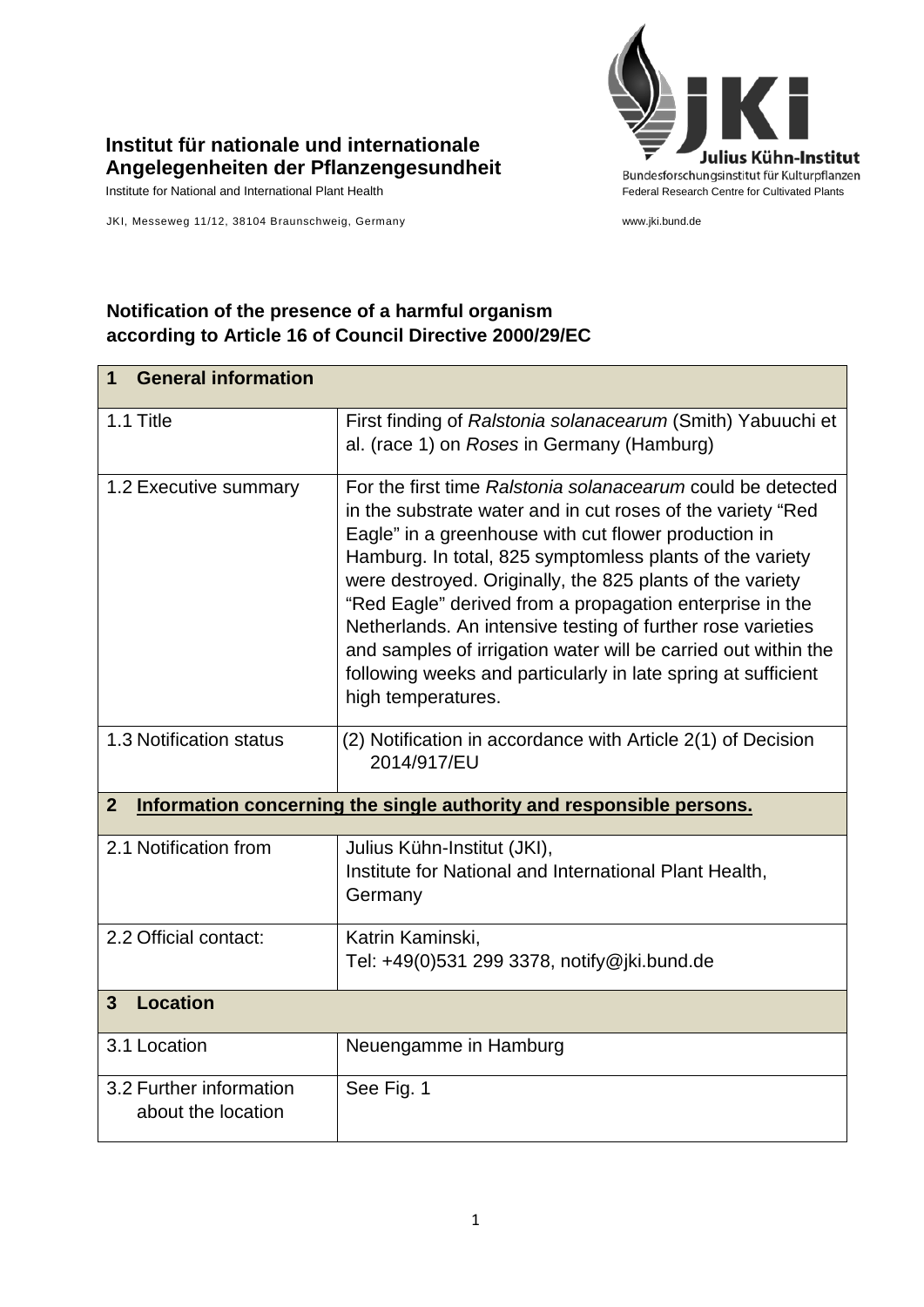**Institut für nationale und internationale Angelegenheiten der Pflanzengesundheit**

Institute for National and International Plant Health

JKI, Messeweg 11/12, 38104 Braunschweig, Germany

Julius Kühn-Institut
Bundesforschungsinstitut für Kulturpflanzen
Federal Research Centre for Cultivated Plants

www.jki.bund.de

## Notification of the presence of a harmful organism according to Article 16 of Council Directive 2000/29/EC

| **1 General information** | |
|---|---|
| 1.1 Title | First finding of *Ralstonia solanacearum* (Smith) Yabuuchi et al. (race 1) on *Roses* in Germany (Hamburg) |
| 1.2 Executive summary | For the first time *Ralstonia solanacearum* could be detected in the substrate water and in cut roses of the variety "Red Eagle" in a greenhouse with cut flower production in Hamburg. In total, 825 symptomless plants of the variety were destroyed. Originally, the 825 plants of the variety "Red Eagle" derived from a propagation enterprise in the Netherlands. An intensive testing of further rose varieties and samples of irrigation water will be carried out within the following weeks and particularly in late spring at sufficient high temperatures. |
| 1.3 Notification status | (2) Notification in accordance with Article 2(1) of Decision 2014/917/EU |
| **2 Information concerning the single authority and responsible persons.** | |
| 2.1 Notification from | Julius Kühn-Institut (JKI),<br>Institute for National and International Plant Health, Germany |
| 2.2 Official contact: | Katrin Kaminski,<br>Tel: +49(0)531 299 3378, notify@jki.bund.de |
| **3 Location** | |
| 3.1 Location | Neuengamme in Hamburg |
| 3.2 Further information about the location | See Fig. 1 |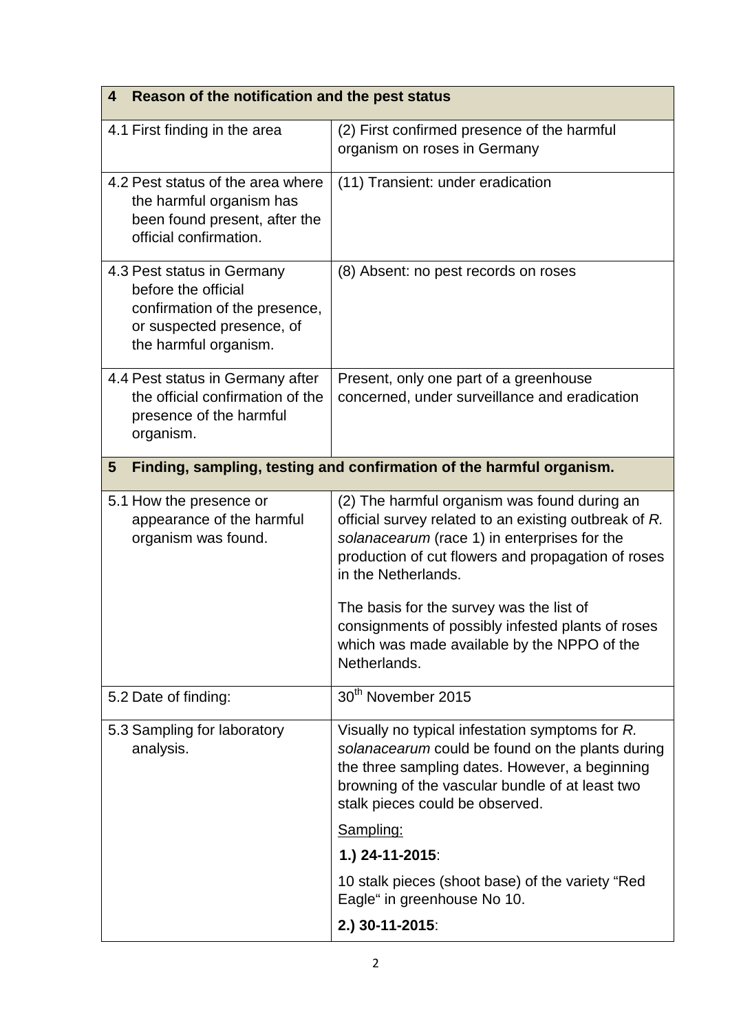| 4 Reason of the notification and the pest status | |
|---|---|
| 4.1 First finding in the area | (2) First confirmed presence of the harmful organism on roses in Germany |
| 4.2 Pest status of the area where the harmful organism has been found present, after the official confirmation. | (11) Transient: under eradication |
| 4.3 Pest status in Germany before the official confirmation of the presence, or suspected presence, of the harmful organism. | (8) Absent: no pest records on roses |
| 4.4 Pest status in Germany after the official confirmation of the presence of the harmful organism. | Present, only one part of a greenhouse concerned, under surveillance and eradication |
| **5 Finding, sampling, testing and confirmation of the harmful organism.** | |
| 5.1 How the presence or appearance of the harmful organism was found. | (2) The harmful organism was found during an official survey related to an existing outbreak of *R. solanacearum* (race 1) in enterprises for the production of cut flowers and propagation of roses in the Netherlands.<br><br>The basis for the survey was the list of consignments of possibly infested plants of roses which was made available by the NPPO of the Netherlands. |
| 5.2 Date of finding: | 30th November 2015 |
| 5.3 Sampling for laboratory analysis. | Visually no typical infestation symptoms for *R. solanacearum* could be found on the plants during the three sampling dates. However, a beginning browning of the vascular bundle of at least two stalk pieces could be observed.<br><br><u>Sampling:</u><br><br>**1.) 24-11-2015**:<br><br>10 stalk pieces (shoot base) of the variety "Red Eagle" in greenhouse No 10.<br><br>**2.) 30-11-2015**: |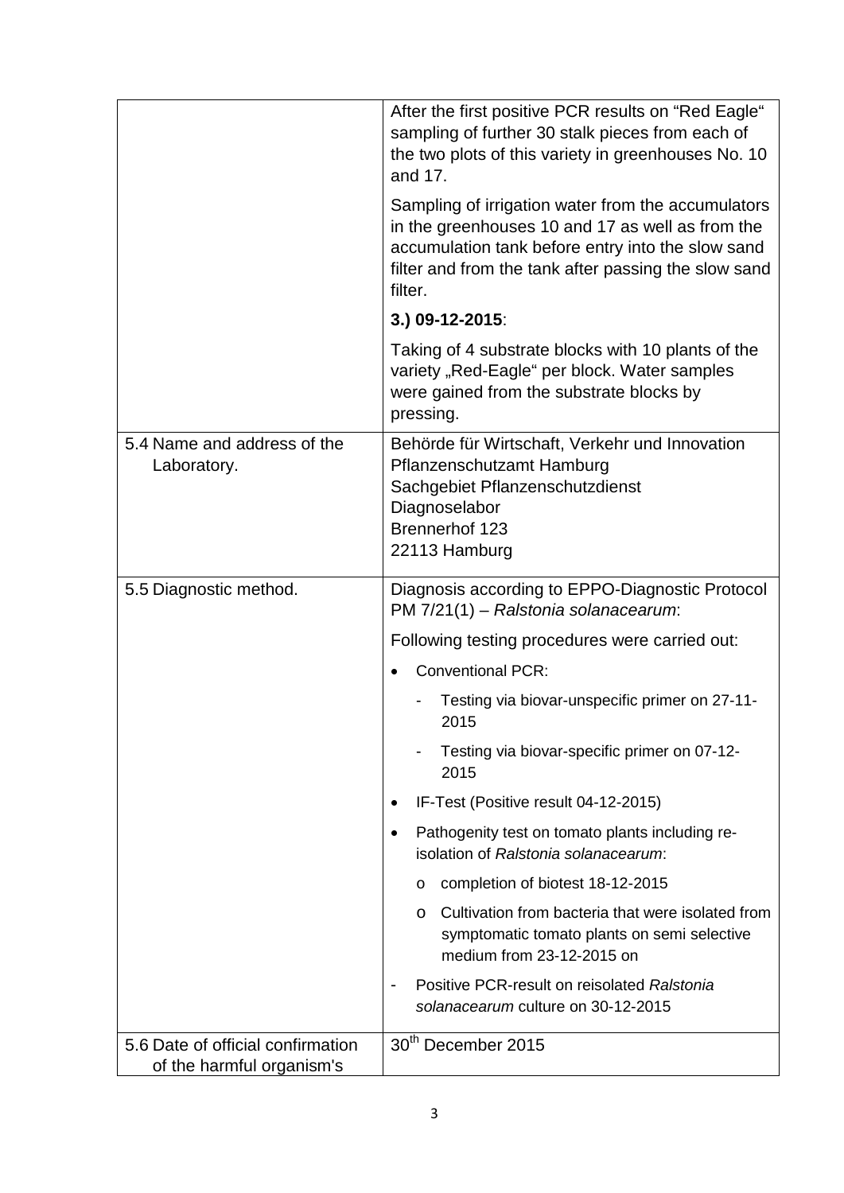| | |
|---|---|
| | After the first positive PCR results on "Red Eagle" sampling of further 30 stalk pieces from each of the two plots of this variety in greenhouses No. 10 and 17.<br><br>Sampling of irrigation water from the accumulators in the greenhouses 10 and 17 as well as from the accumulation tank before entry into the slow sand filter and from the tank after passing the slow sand filter.<br><br>**3.) 09-12-2015**:<br><br>Taking of 4 substrate blocks with 10 plants of the variety „Red-Eagle" per block. Water samples were gained from the substrate blocks by pressing. |
| 5.4 Name and address of the Laboratory. | Behörde für Wirtschaft, Verkehr und Innovation<br>Pflanzenschutzamt Hamburg<br>Sachgebiet Pflanzenschutzdienst<br>Diagnoselabor<br>Brennerhof 123<br>22113 Hamburg |
| 5.5 Diagnostic method. | Diagnosis according to EPPO-Diagnostic Protocol PM 7/21(1) – *Ralstonia solanacearum*:<br><br>Following testing procedures were carried out:<br><br>• Conventional PCR:<br>&nbsp;&nbsp;- Testing via biovar-unspecific primer on 27-11-2015<br>&nbsp;&nbsp;- Testing via biovar-specific primer on 07-12-2015<br>• IF-Test (Positive result 04-12-2015)<br>• Pathogenity test on tomato plants including re-isolation of *Ralstonia solanacearum*:<br>&nbsp;&nbsp;o completion of biotest 18-12-2015<br>&nbsp;&nbsp;o Cultivation from bacteria that were isolated from symptomatic tomato plants on semi selective medium from 23-12-2015 on<br>- Positive PCR-result on reisolated *Ralstonia solanacearum* culture on 30-12-2015 |
| 5.6 Date of official confirmation of the harmful organism's | 30th December 2015 |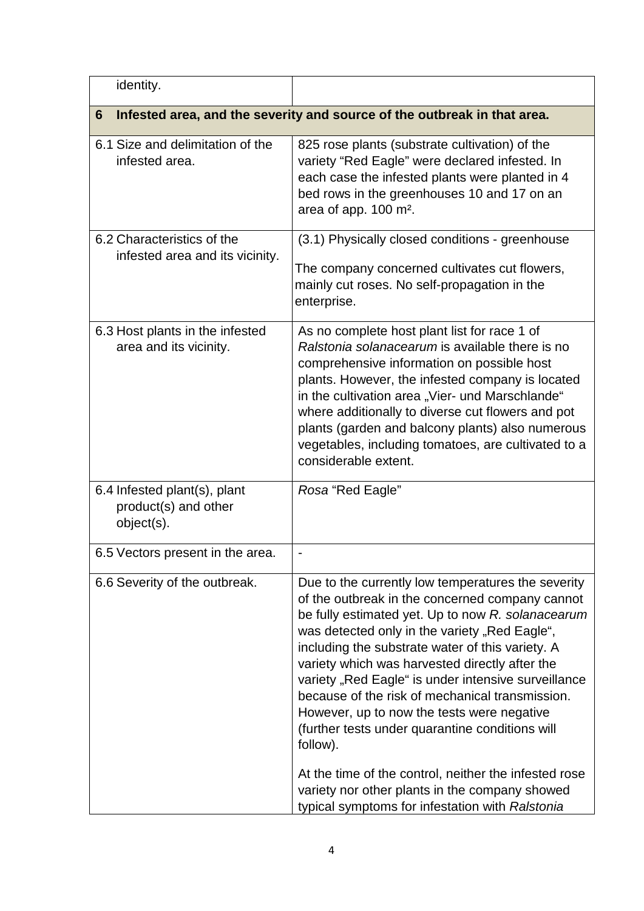| identity. | |
|---|---|
| **6 Infested area, and the severity and source of the outbreak in that area.** | |
| 6.1 Size and delimitation of the infested area. | 825 rose plants (substrate cultivation) of the variety “Red Eagle” were declared infested. In each case the infested plants were planted in 4 bed rows in the greenhouses 10 and 17 on an area of app. 100 m². |
| 6.2 Characteristics of the infested area and its vicinity. | (3.1) Physically closed conditions - greenhouse<br><br>The company concerned cultivates cut flowers, mainly cut roses. No self-propagation in the enterprise. |
| 6.3 Host plants in the infested area and its vicinity. | As no complete host plant list for race 1 of *Ralstonia solanacearum* is available there is no comprehensive information on possible host plants. However, the infested company is located in the cultivation area „Vier- und Marschlande“ where additionally to diverse cut flowers and pot plants (garden and balcony plants) also numerous vegetables, including tomatoes, are cultivated to a considerable extent. |
| 6.4 Infested plant(s), plant product(s) and other object(s). | *Rosa* “Red Eagle” |
| 6.5 Vectors present in the area. | - |
| 6.6 Severity of the outbreak. | Due to the currently low temperatures the severity of the outbreak in the concerned company cannot be fully estimated yet. Up to now *R. solanacearum* was detected only in the variety „Red Eagle“, including the substrate water of this variety. A variety which was harvested directly after the variety „Red Eagle“ is under intensive surveillance because of the risk of mechanical transmission. However, up to now the tests were negative (further tests under quarantine conditions will follow).<br><br>At the time of the control, neither the infested rose variety nor other plants in the company showed typical symptoms for infestation with *Ralstonia* |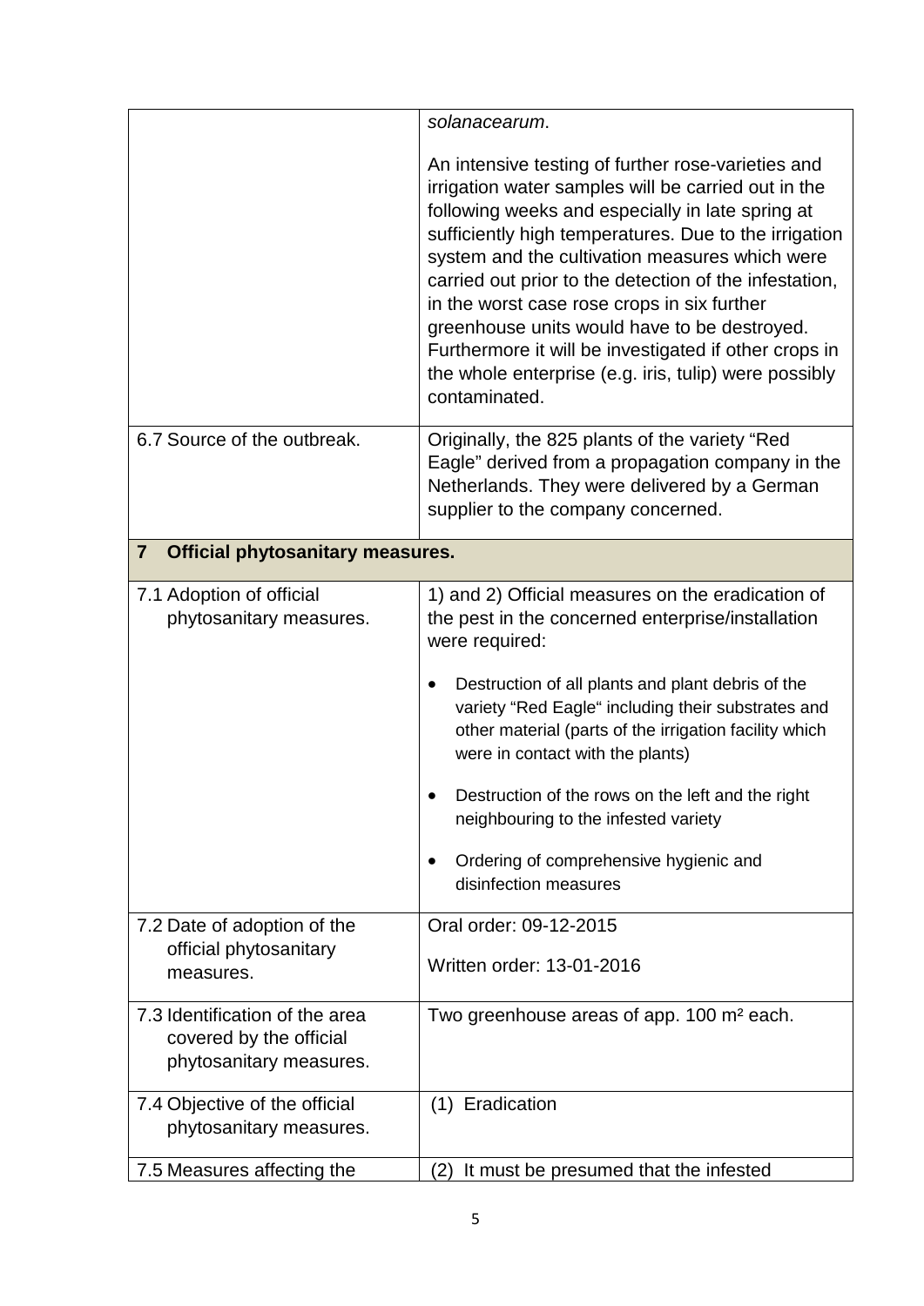| | |
|---|---|
| | *solanacearum*.<br><br>An intensive testing of further rose-varieties and irrigation water samples will be carried out in the following weeks and especially in late spring at sufficiently high temperatures. Due to the irrigation system and the cultivation measures which were carried out prior to the detection of the infestation, in the worst case rose crops in six further greenhouse units would have to be destroyed. Furthermore it will be investigated if other crops in the whole enterprise (e.g. iris, tulip) were possibly contaminated. |
| 6.7 Source of the outbreak. | Originally, the 825 plants of the variety "Red Eagle" derived from a propagation company in the Netherlands. They were delivered by a German supplier to the company concerned. |
| **7 Official phytosanitary measures.** | |
| 7.1 Adoption of official phytosanitary measures. | 1) and 2) Official measures on the eradication of the pest in the concerned enterprise/installation were required:<br><br>• Destruction of all plants and plant debris of the variety "Red Eagle" including their substrates and other material (parts of the irrigation facility which were in contact with the plants)<br><br>• Destruction of the rows on the left and the right neighbouring to the infested variety<br><br>• Ordering of comprehensive hygienic and disinfection measures |
| 7.2 Date of adoption of the official phytosanitary measures. | Oral order: 09-12-2015<br><br>Written order: 13-01-2016 |
| 7.3 Identification of the area covered by the official phytosanitary measures. | Two greenhouse areas of app. 100 m² each. |
| 7.4 Objective of the official phytosanitary measures. | (1) Eradication |
| 7.5 Measures affecting the | (2) It must be presumed that the infested |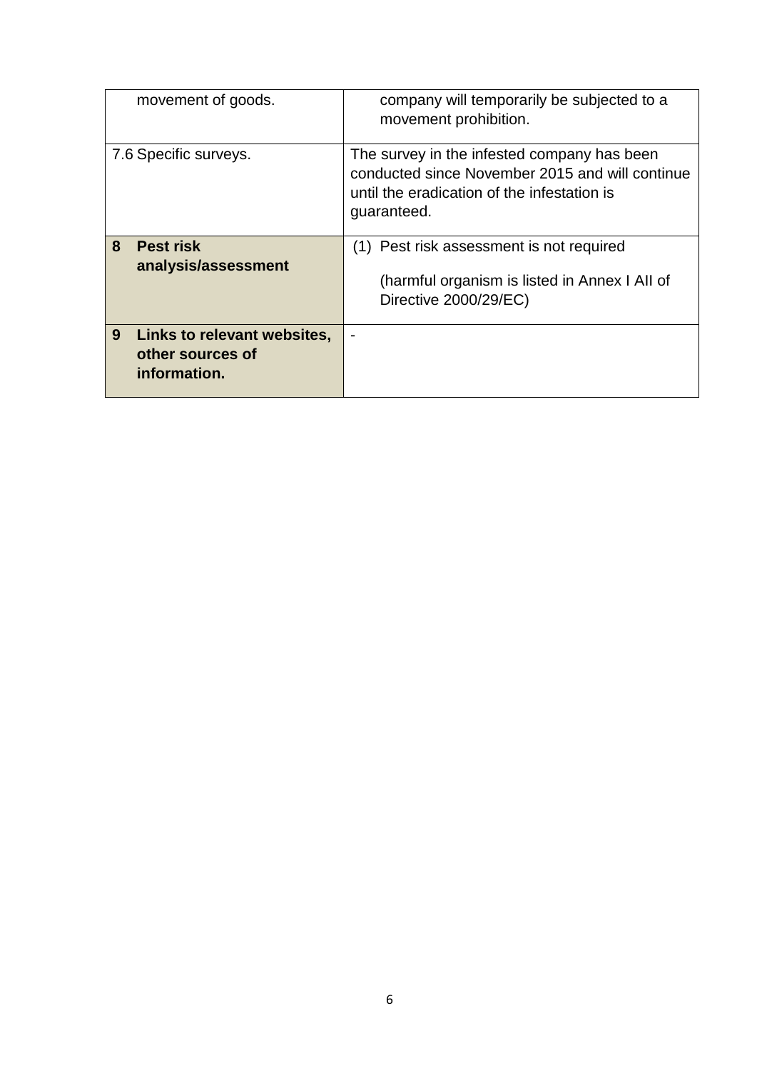| | |
|---|---|
| movement of goods. | company will temporarily be subjected to a movement prohibition. |
| 7.6 Specific surveys. | The survey in the infested company has been conducted since November 2015 and will continue until the eradication of the infestation is guaranteed. |
| **8 Pest risk analysis/assessment** | (1) Pest risk assessment is not required<br><br>(harmful organism is listed in Annex I AII of Directive 2000/29/EC) |
| **9 Links to relevant websites, other sources of information.** | - |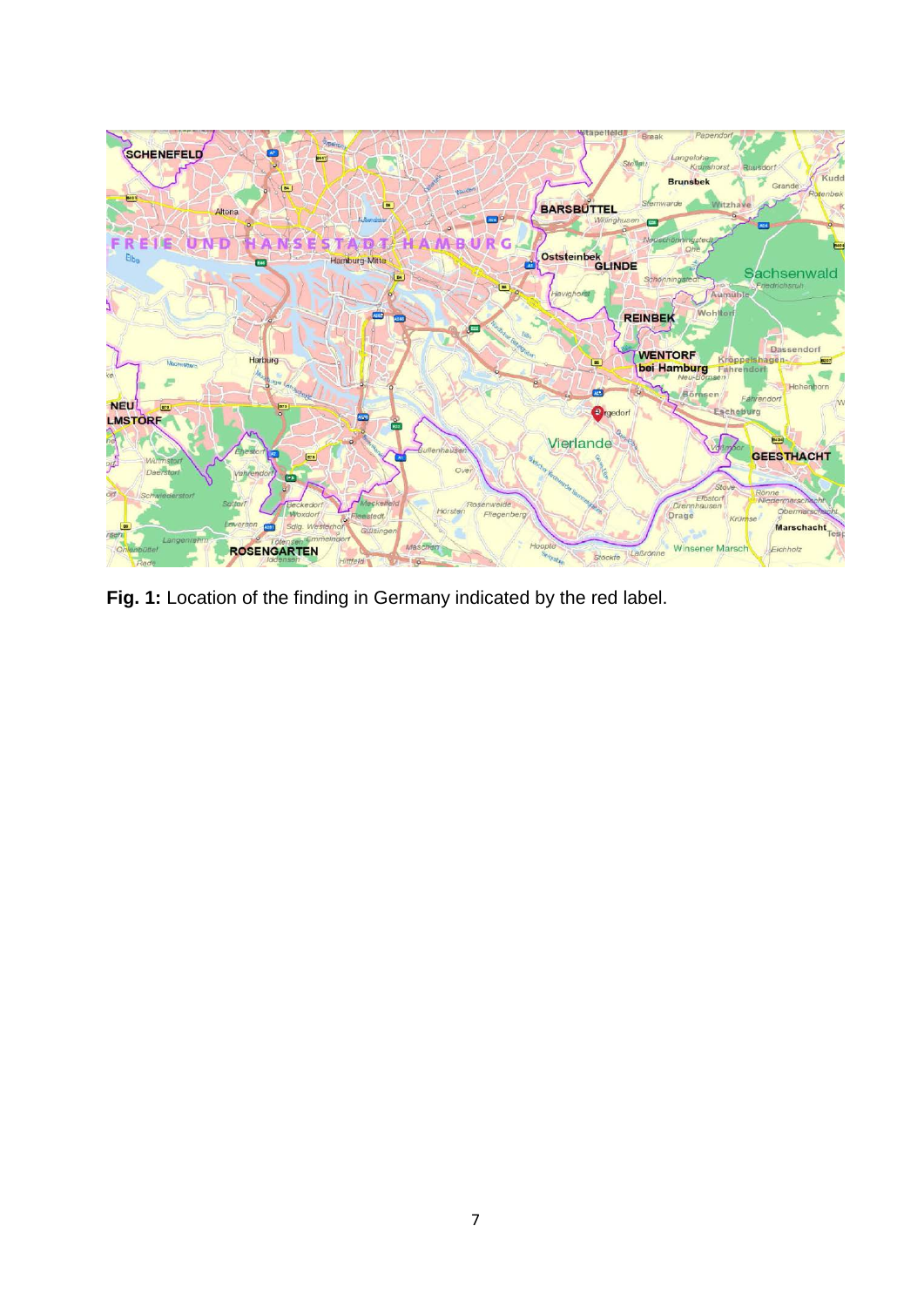**Fig. 1:** Location of the finding in Germany indicated by the red label.